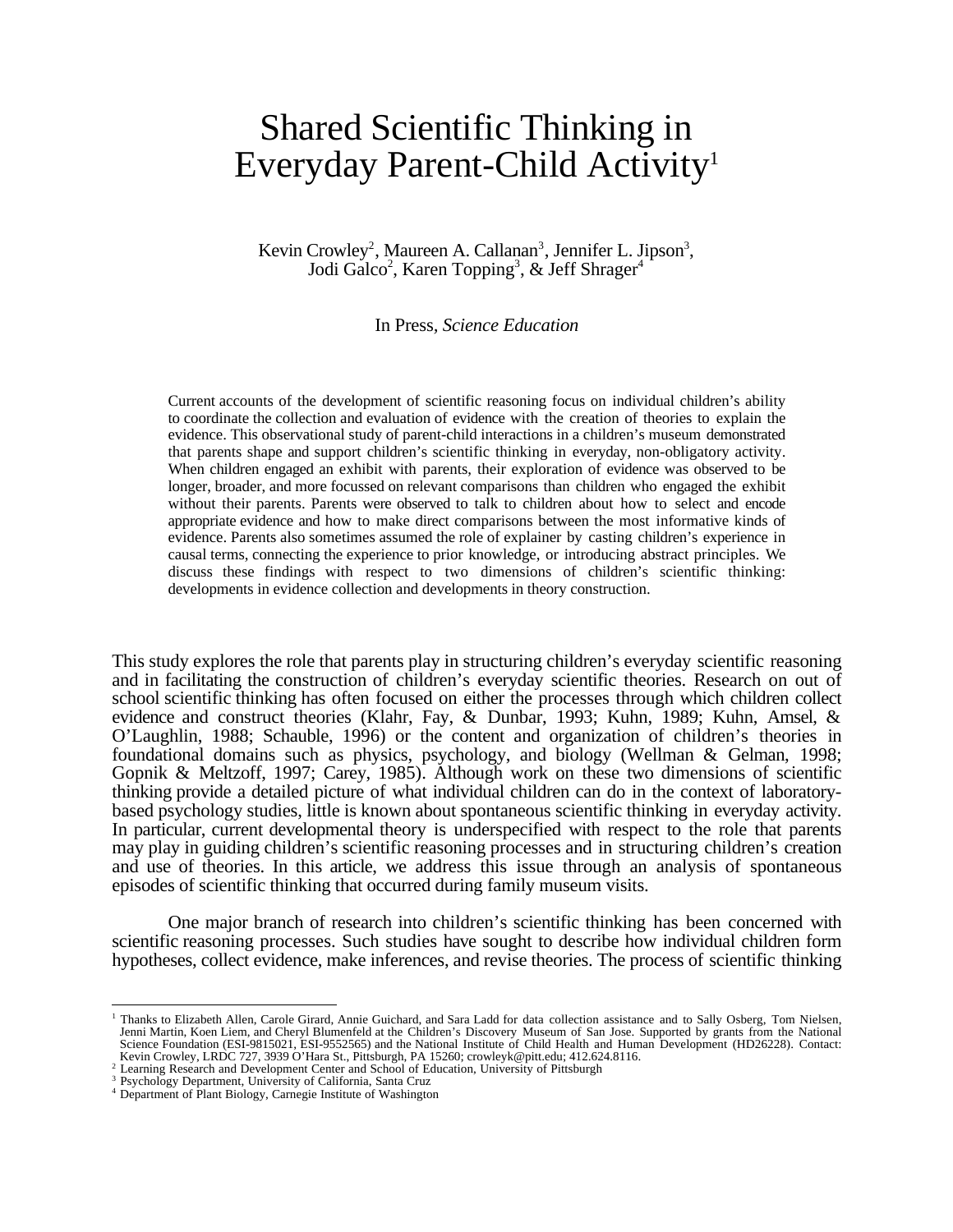# Shared Scientific Thinking in Everyday Parent-Child Activity[1]

Kevin Crowley[2], Maureen A. Callanan[3], Jennifer L. Jipson[3], Jodi Galco[2], Karen Topping[3], & Jeff Shrager[4]

In Press, *Science Education*

Current accounts of the development of scientific reasoning focus on individual children's ability to coordinate the collection and evaluation of evidence with the creation of theories to explain the evidence. This observational study of parent-child interactions in a children's museum demonstrated that parents shape and support children's scientific thinking in everyday, non-obligatory activity. When children engaged an exhibit with parents, their exploration of evidence was observed to be longer, broader, and more focussed on relevant comparisons than children who engaged the exhibit without their parents. Parents were observed to talk to children about how to select and encode appropriate evidence and how to make direct comparisons between the most informative kinds of evidence. Parents also sometimes assumed the role of explainer by casting children's experience in causal terms, connecting the experience to prior knowledge, or introducing abstract principles. We discuss these findings with respect to two dimensions of children's scientific thinking: developments in evidence collection and developments in theory construction.

This study explores the role that parents play in structuring children's everyday scientific reasoning and in facilitating the construction of children's everyday scientific theories. Research on out of school scientific thinking has often focused on either the processes through which children collect evidence and construct theories (Klahr, Fay, & Dunbar, 1993; Kuhn, 1989; Kuhn, Amsel, & O'Laughlin, 1988; Schauble, 1996) or the content and organization of children's theories in foundational domains such as physics, psychology, and biology (Wellman & Gelman, 1998; Gopnik & Meltzoff, 1997; Carey, 1985). Although work on these two dimensions of scientific thinking provide a detailed picture of what individual children can do in the context of laboratory-based psychology studies, little is known about spontaneous scientific thinking in everyday activity. In particular, current developmental theory is underspecified with respect to the role that parents may play in guiding children's scientific reasoning processes and in structuring children's creation and use of theories. In this article, we address this issue through an analysis of spontaneous episodes of scientific thinking that occurred during family museum visits.

One major branch of research into children's scientific thinking has been concerned with scientific reasoning processes. Such studies have sought to describe how individual children form hypotheses, collect evidence, make inferences, and revise theories. The process of scientific thinking

---

[1] Thanks to Elizabeth Allen, Carole Girard, Annie Guichard, and Sara Ladd for data collection assistance and to Sally Osberg, Tom Nielsen, Jenni Martin, Koen Liem, and Cheryl Blumenfeld at the Children's Discovery Museum of San Jose. Supported by grants from the National Science Foundation (ESI-9815021, ESI-9552565) and the National Institute of Child Health and Human Development (HD26228). Contact: Kevin Crowley, LRDC 727, 3939 O'Hara St., Pittsburgh, PA 15260; crowleyk@pitt.edu; 412.624.8116.

[2] Learning Research and Development Center and School of Education, University of Pittsburgh

[3] Psychology Department, University of California, Santa Cruz

[4] Department of Plant Biology, Carnegie Institute of Washington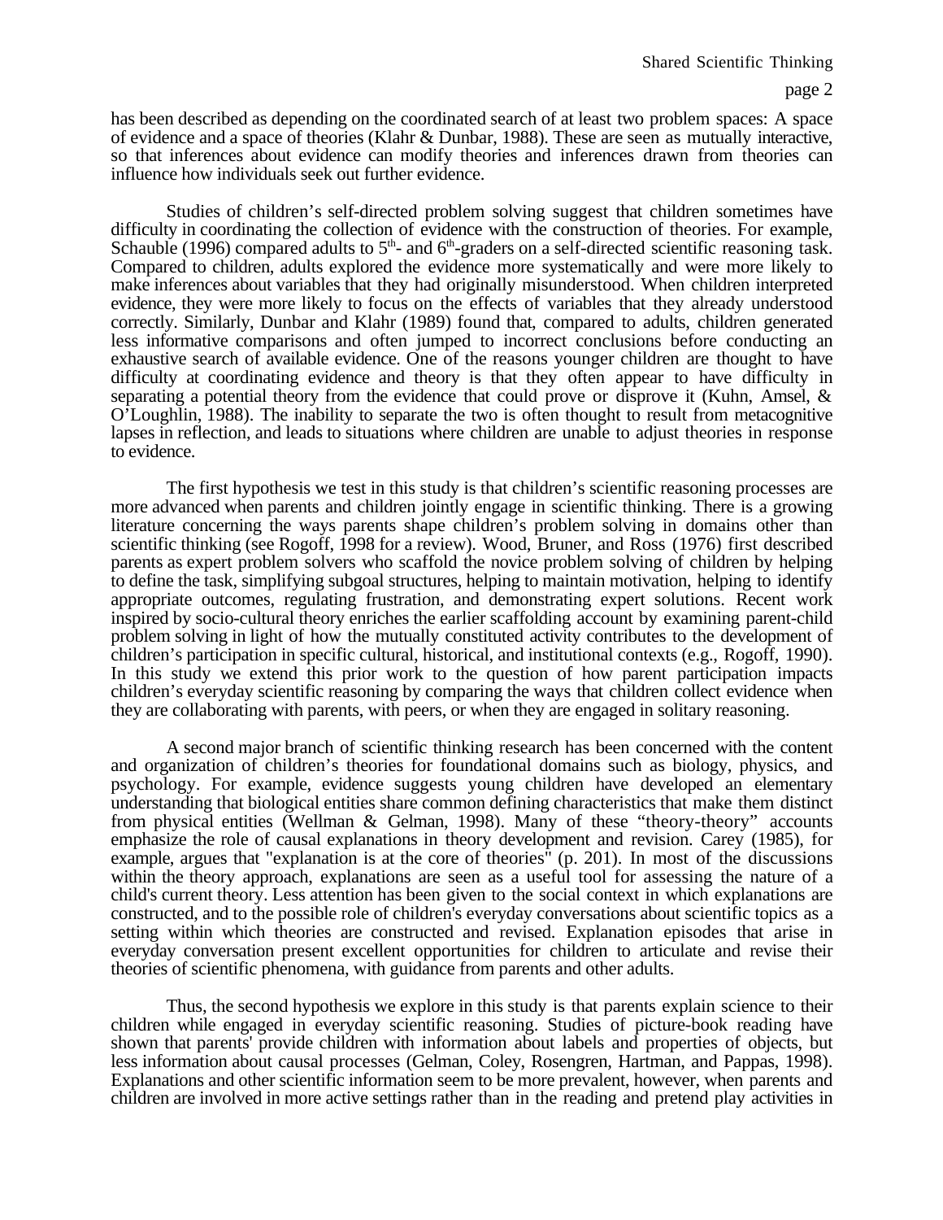has been described as depending on the coordinated search of at least two problem spaces: A space of evidence and a space of theories (Klahr & Dunbar, 1988). These are seen as mutually interactive, so that inferences about evidence can modify theories and inferences drawn from theories can influence how individuals seek out further evidence.

Studies of children's self-directed problem solving suggest that children sometimes have difficulty in coordinating the collection of evidence with the construction of theories. For example, Schauble (1996) compared adults to 5th- and 6th-graders on a self-directed scientific reasoning task. Compared to children, adults explored the evidence more systematically and were more likely to make inferences about variables that they had originally misunderstood. When children interpreted evidence, they were more likely to focus on the effects of variables that they already understood correctly. Similarly, Dunbar and Klahr (1989) found that, compared to adults, children generated less informative comparisons and often jumped to incorrect conclusions before conducting an exhaustive search of available evidence. One of the reasons younger children are thought to have difficulty at coordinating evidence and theory is that they often appear to have difficulty in separating a potential theory from the evidence that could prove or disprove it (Kuhn, Amsel, & O'Loughlin, 1988). The inability to separate the two is often thought to result from metacognitive lapses in reflection, and leads to situations where children are unable to adjust theories in response to evidence.

The first hypothesis we test in this study is that children's scientific reasoning processes are more advanced when parents and children jointly engage in scientific thinking. There is a growing literature concerning the ways parents shape children's problem solving in domains other than scientific thinking (see Rogoff, 1998 for a review). Wood, Bruner, and Ross (1976) first described parents as expert problem solvers who scaffold the novice problem solving of children by helping to define the task, simplifying subgoal structures, helping to maintain motivation, helping to identify appropriate outcomes, regulating frustration, and demonstrating expert solutions. Recent work inspired by socio-cultural theory enriches the earlier scaffolding account by examining parent-child problem solving in light of how the mutually constituted activity contributes to the development of children's participation in specific cultural, historical, and institutional contexts (e.g., Rogoff, 1990). In this study we extend this prior work to the question of how parent participation impacts children's everyday scientific reasoning by comparing the ways that children collect evidence when they are collaborating with parents, with peers, or when they are engaged in solitary reasoning.

A second major branch of scientific thinking research has been concerned with the content and organization of children's theories for foundational domains such as biology, physics, and psychology. For example, evidence suggests young children have developed an elementary understanding that biological entities share common defining characteristics that make them distinct from physical entities (Wellman & Gelman, 1998). Many of these "theory-theory" accounts emphasize the role of causal explanations in theory development and revision. Carey (1985), for example, argues that "explanation is at the core of theories" (p. 201). In most of the discussions within the theory approach, explanations are seen as a useful tool for assessing the nature of a child's current theory. Less attention has been given to the social context in which explanations are constructed, and to the possible role of children's everyday conversations about scientific topics as a setting within which theories are constructed and revised. Explanation episodes that arise in everyday conversation present excellent opportunities for children to articulate and revise their theories of scientific phenomena, with guidance from parents and other adults.

Thus, the second hypothesis we explore in this study is that parents explain science to their children while engaged in everyday scientific reasoning. Studies of picture-book reading have shown that parents' provide children with information about labels and properties of objects, but less information about causal processes (Gelman, Coley, Rosengren, Hartman, and Pappas, 1998). Explanations and other scientific information seem to be more prevalent, however, when parents and children are involved in more active settings rather than in the reading and pretend play activities in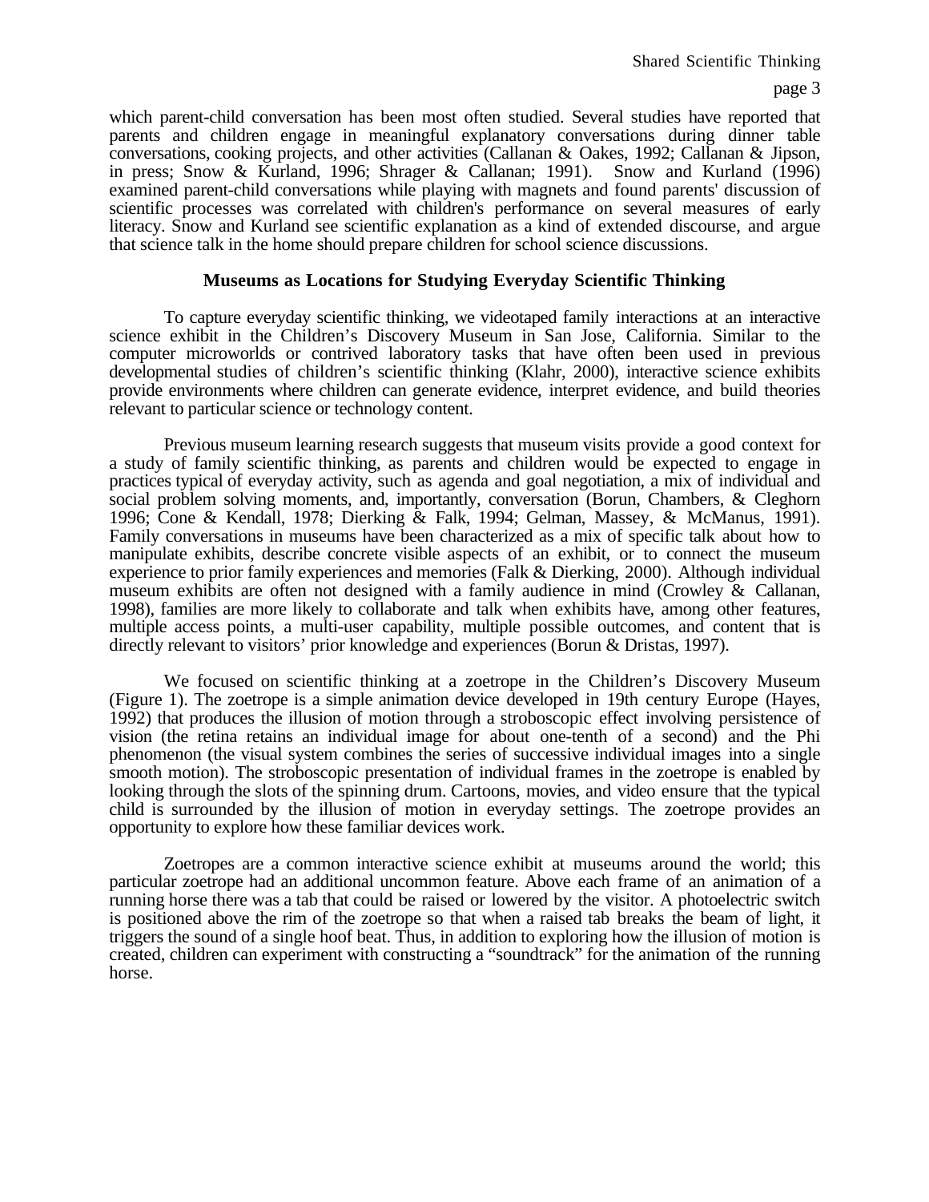which parent-child conversation has been most often studied. Several studies have reported that parents and children engage in meaningful explanatory conversations during dinner table conversations, cooking projects, and other activities (Callanan & Oakes, 1992; Callanan & Jipson, in press; Snow & Kurland, 1996; Shrager & Callanan; 1991). Snow and Kurland (1996) examined parent-child conversations while playing with magnets and found parents' discussion of scientific processes was correlated with children's performance on several measures of early literacy. Snow and Kurland see scientific explanation as a kind of extended discourse, and argue that science talk in the home should prepare children for school science discussions.

## Museums as Locations for Studying Everyday Scientific Thinking

To capture everyday scientific thinking, we videotaped family interactions at an interactive science exhibit in the Children's Discovery Museum in San Jose, California. Similar to the computer microworlds or contrived laboratory tasks that have often been used in previous developmental studies of children's scientific thinking (Klahr, 2000), interactive science exhibits provide environments where children can generate evidence, interpret evidence, and build theories relevant to particular science or technology content.

Previous museum learning research suggests that museum visits provide a good context for a study of family scientific thinking, as parents and children would be expected to engage in practices typical of everyday activity, such as agenda and goal negotiation, a mix of individual and social problem solving moments, and, importantly, conversation (Borun, Chambers, & Cleghorn 1996; Cone & Kendall, 1978; Dierking & Falk, 1994; Gelman, Massey, & McManus, 1991). Family conversations in museums have been characterized as a mix of specific talk about how to manipulate exhibits, describe concrete visible aspects of an exhibit, or to connect the museum experience to prior family experiences and memories (Falk & Dierking, 2000). Although individual museum exhibits are often not designed with a family audience in mind (Crowley & Callanan, 1998), families are more likely to collaborate and talk when exhibits have, among other features, multiple access points, a multi-user capability, multiple possible outcomes, and content that is directly relevant to visitors' prior knowledge and experiences (Borun & Dristas, 1997).

We focused on scientific thinking at a zoetrope in the Children's Discovery Museum (Figure 1). The zoetrope is a simple animation device developed in 19th century Europe (Hayes, 1992) that produces the illusion of motion through a stroboscopic effect involving persistence of vision (the retina retains an individual image for about one-tenth of a second) and the Phi phenomenon (the visual system combines the series of successive individual images into a single smooth motion). The stroboscopic presentation of individual frames in the zoetrope is enabled by looking through the slots of the spinning drum. Cartoons, movies, and video ensure that the typical child is surrounded by the illusion of motion in everyday settings. The zoetrope provides an opportunity to explore how these familiar devices work.

Zoetropes are a common interactive science exhibit at museums around the world; this particular zoetrope had an additional uncommon feature. Above each frame of an animation of a running horse there was a tab that could be raised or lowered by the visitor. A photoelectric switch is positioned above the rim of the zoetrope so that when a raised tab breaks the beam of light, it triggers the sound of a single hoof beat. Thus, in addition to exploring how the illusion of motion is created, children can experiment with constructing a "soundtrack" for the animation of the running horse.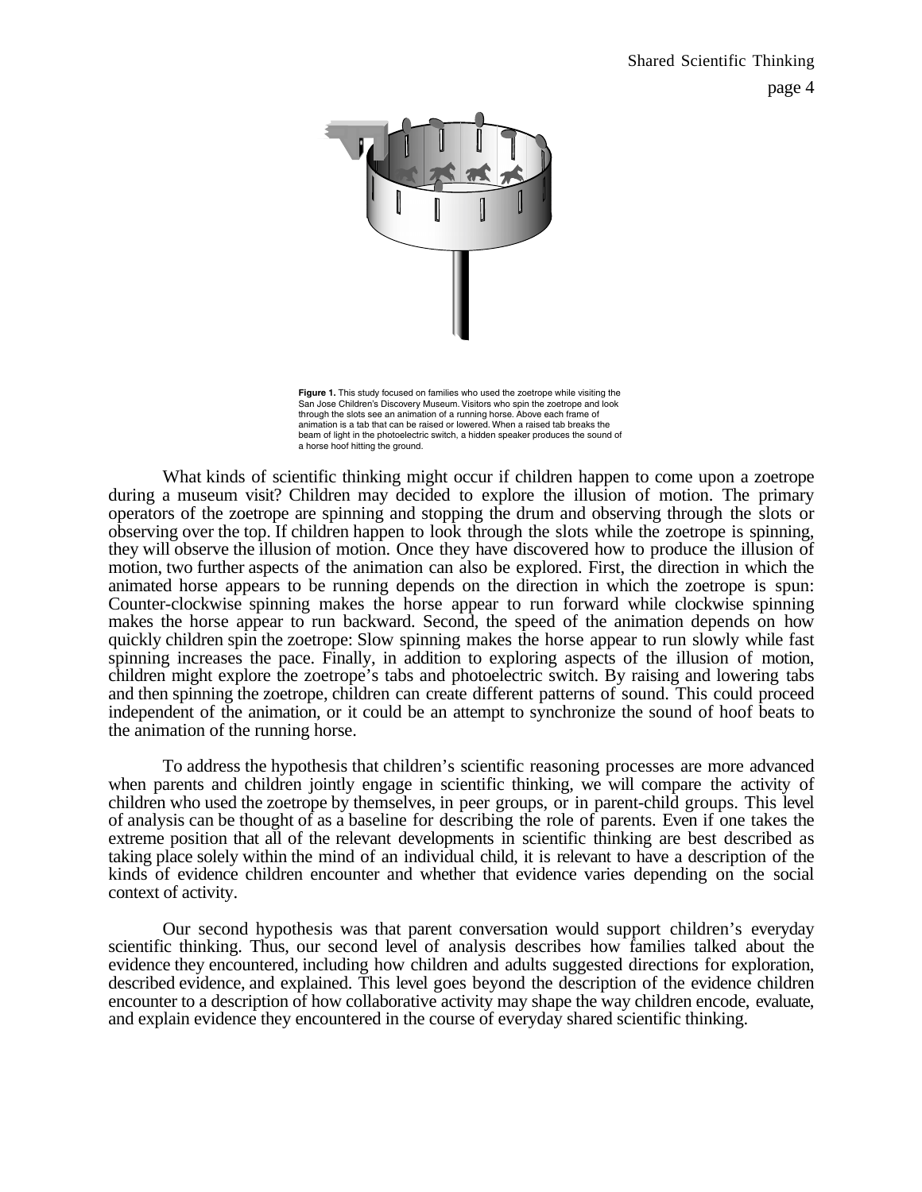**Figure 1.** This study focused on families who used the zoetrope while visiting the San Jose Children's Discovery Museum. Visitors who spin the zoetrope and look through the slots see an animation of a running horse. Above each frame of animation is a tab that can be raised or lowered. When a raised tab breaks the beam of light in the photoelectric switch, a hidden speaker produces the sound of a horse hoof hitting the ground.

What kinds of scientific thinking might occur if children happen to come upon a zoetrope during a museum visit? Children may decided to explore the illusion of motion. The primary operators of the zoetrope are spinning and stopping the drum and observing through the slots or observing over the top. If children happen to look through the slots while the zoetrope is spinning, they will observe the illusion of motion. Once they have discovered how to produce the illusion of motion, two further aspects of the animation can also be explored. First, the direction in which the animated horse appears to be running depends on the direction in which the zoetrope is spun: Counter-clockwise spinning makes the horse appear to run forward while clockwise spinning makes the horse appear to run backward. Second, the speed of the animation depends on how quickly children spin the zoetrope: Slow spinning makes the horse appear to run slowly while fast spinning increases the pace. Finally, in addition to exploring aspects of the illusion of motion, children might explore the zoetrope's tabs and photoelectric switch. By raising and lowering tabs and then spinning the zoetrope, children can create different patterns of sound. This could proceed independent of the animation, or it could be an attempt to synchronize the sound of hoof beats to the animation of the running horse.

To address the hypothesis that children's scientific reasoning processes are more advanced when parents and children jointly engage in scientific thinking, we will compare the activity of children who used the zoetrope by themselves, in peer groups, or in parent-child groups. This level of analysis can be thought of as a baseline for describing the role of parents. Even if one takes the extreme position that all of the relevant developments in scientific thinking are best described as taking place solely within the mind of an individual child, it is relevant to have a description of the kinds of evidence children encounter and whether that evidence varies depending on the social context of activity.

Our second hypothesis was that parent conversation would support children's everyday scientific thinking. Thus, our second level of analysis describes how families talked about the evidence they encountered, including how children and adults suggested directions for exploration, described evidence, and explained. This level goes beyond the description of the evidence children encounter to a description of how collaborative activity may shape the way children encode, evaluate, and explain evidence they encountered in the course of everyday shared scientific thinking.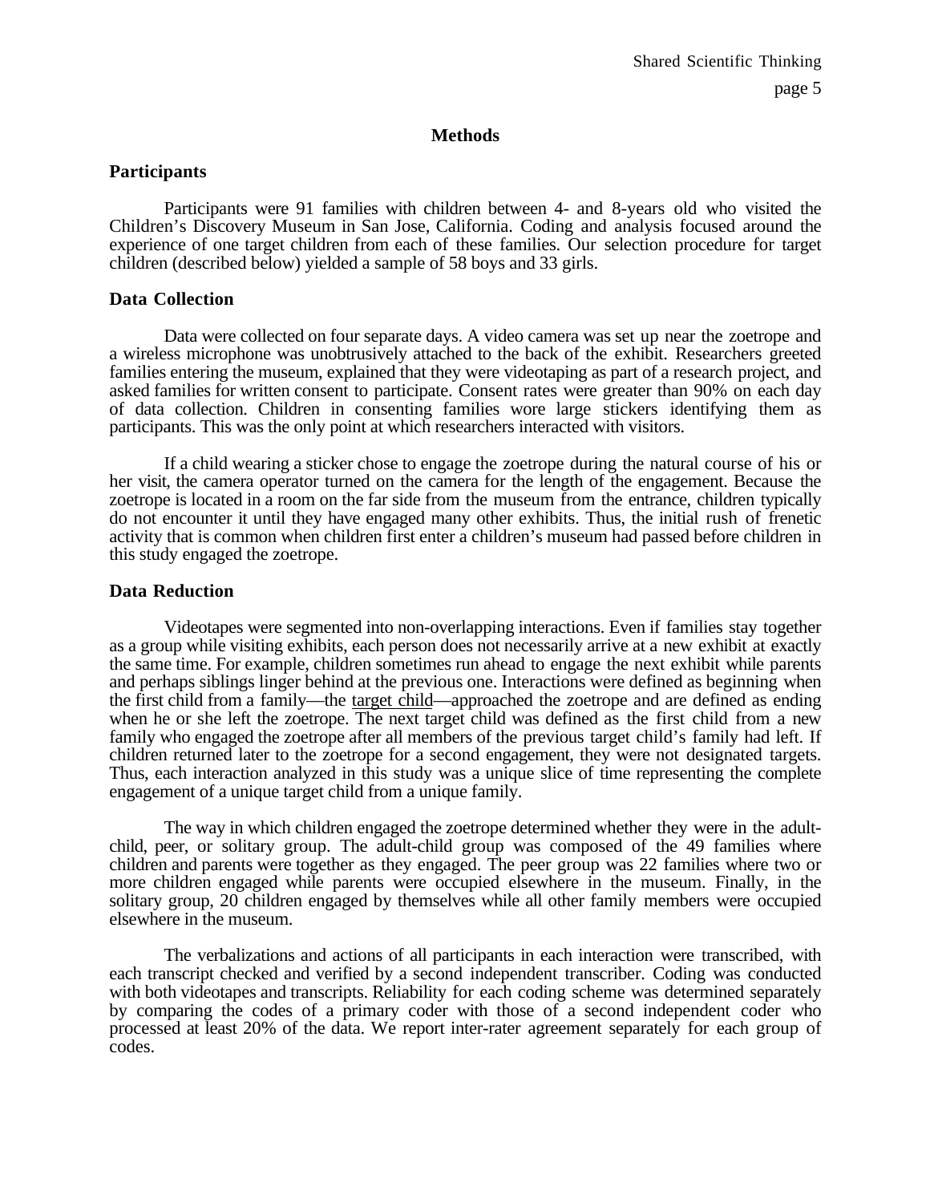## Methods

### Participants

Participants were 91 families with children between 4- and 8-years old who visited the Children's Discovery Museum in San Jose, California. Coding and analysis focused around the experience of one target children from each of these families. Our selection procedure for target children (described below) yielded a sample of 58 boys and 33 girls.

### Data Collection

Data were collected on four separate days. A video camera was set up near the zoetrope and a wireless microphone was unobtrusively attached to the back of the exhibit. Researchers greeted families entering the museum, explained that they were videotaping as part of a research project, and asked families for written consent to participate. Consent rates were greater than 90% on each day of data collection. Children in consenting families wore large stickers identifying them as participants. This was the only point at which researchers interacted with visitors.

If a child wearing a sticker chose to engage the zoetrope during the natural course of his or her visit, the camera operator turned on the camera for the length of the engagement. Because the zoetrope is located in a room on the far side from the museum from the entrance, children typically do not encounter it until they have engaged many other exhibits. Thus, the initial rush of frenetic activity that is common when children first enter a children's museum had passed before children in this study engaged the zoetrope.

### Data Reduction

Videotapes were segmented into non-overlapping interactions. Even if families stay together as a group while visiting exhibits, each person does not necessarily arrive at a new exhibit at exactly the same time. For example, children sometimes run ahead to engage the next exhibit while parents and perhaps siblings linger behind at the previous one. Interactions were defined as beginning when the first child from a family—the target child—approached the zoetrope and are defined as ending when he or she left the zoetrope. The next target child was defined as the first child from a new family who engaged the zoetrope after all members of the previous target child's family had left. If children returned later to the zoetrope for a second engagement, they were not designated targets. Thus, each interaction analyzed in this study was a unique slice of time representing the complete engagement of a unique target child from a unique family.

The way in which children engaged the zoetrope determined whether they were in the adult-child, peer, or solitary group. The adult-child group was composed of the 49 families where children and parents were together as they engaged. The peer group was 22 families where two or more children engaged while parents were occupied elsewhere in the museum. Finally, in the solitary group, 20 children engaged by themselves while all other family members were occupied elsewhere in the museum.

The verbalizations and actions of all participants in each interaction were transcribed, with each transcript checked and verified by a second independent transcriber. Coding was conducted with both videotapes and transcripts. Reliability for each coding scheme was determined separately by comparing the codes of a primary coder with those of a second independent coder who processed at least 20% of the data. We report inter-rater agreement separately for each group of codes.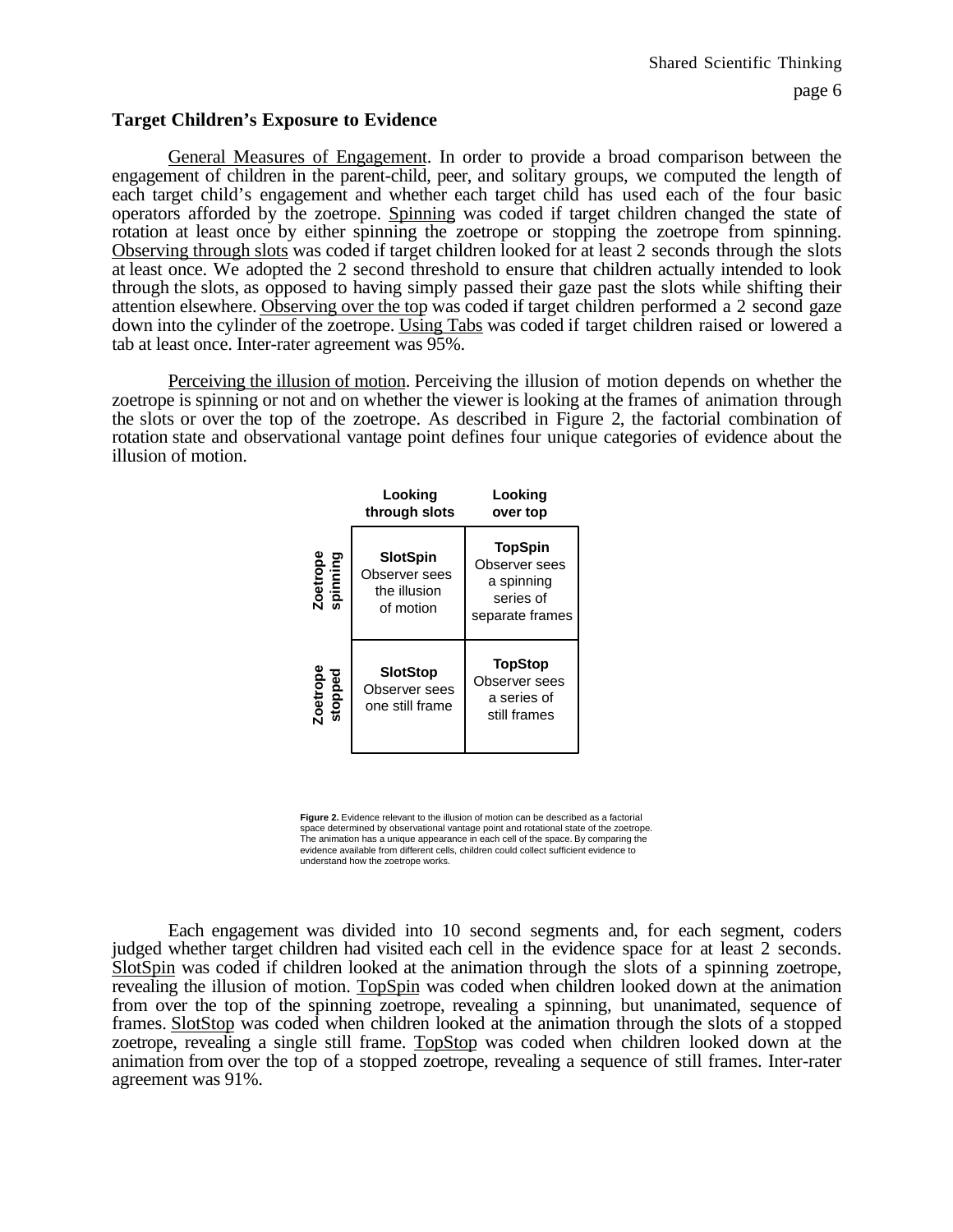### Target Children's Exposure to Evidence

General Measures of Engagement. In order to provide a broad comparison between the engagement of children in the parent-child, peer, and solitary groups, we computed the length of each target child's engagement and whether each target child has used each of the four basic operators afforded by the zoetrope. Spinning was coded if target children changed the state of rotation at least once by either spinning the zoetrope or stopping the zoetrope from spinning. Observing through slots was coded if target children looked for at least 2 seconds through the slots at least once. We adopted the 2 second threshold to ensure that children actually intended to look through the slots, as opposed to having simply passed their gaze past the slots while shifting their attention elsewhere. Observing over the top was coded if target children performed a 2 second gaze down into the cylinder of the zoetrope. Using Tabs was coded if target children raised or lowered a tab at least once. Inter-rater agreement was 95%.

Perceiving the illusion of motion. Perceiving the illusion of motion depends on whether the zoetrope is spinning or not and on whether the viewer is looking at the frames of animation through the slots or over the top of the zoetrope. As described in Figure 2, the factorial combination of rotation state and observational vantage point defines four unique categories of evidence about the illusion of motion.

| | **Looking through slots** | **Looking over top** |
|---|---|---|
| **Zoetrope spinning** | **SlotSpin** Observer sees the illusion of motion | **TopSpin** Observer sees a spinning series of separate frames |
| **Zoetrope stopped** | **SlotStop** Observer sees one still frame | **TopStop** Observer sees a series of still frames |

**Figure 2.** Evidence relevant to the illusion of motion can be described as a factorial space determined by observational vantage point and rotational state of the zoetrope. The animation has a unique appearance in each cell of the space. By comparing the evidence available from different cells, children could collect sufficient evidence to understand how the zoetrope works.

Each engagement was divided into 10 second segments and, for each segment, coders judged whether target children had visited each cell in the evidence space for at least 2 seconds. SlotSpin was coded if children looked at the animation through the slots of a spinning zoetrope, revealing the illusion of motion. TopSpin was coded when children looked down at the animation from over the top of the spinning zoetrope, revealing a spinning, but unanimated, sequence of frames. SlotStop was coded when children looked at the animation through the slots of a stopped zoetrope, revealing a single still frame. TopStop was coded when children looked down at the animation from over the top of a stopped zoetrope, revealing a sequence of still frames. Inter-rater agreement was 91%.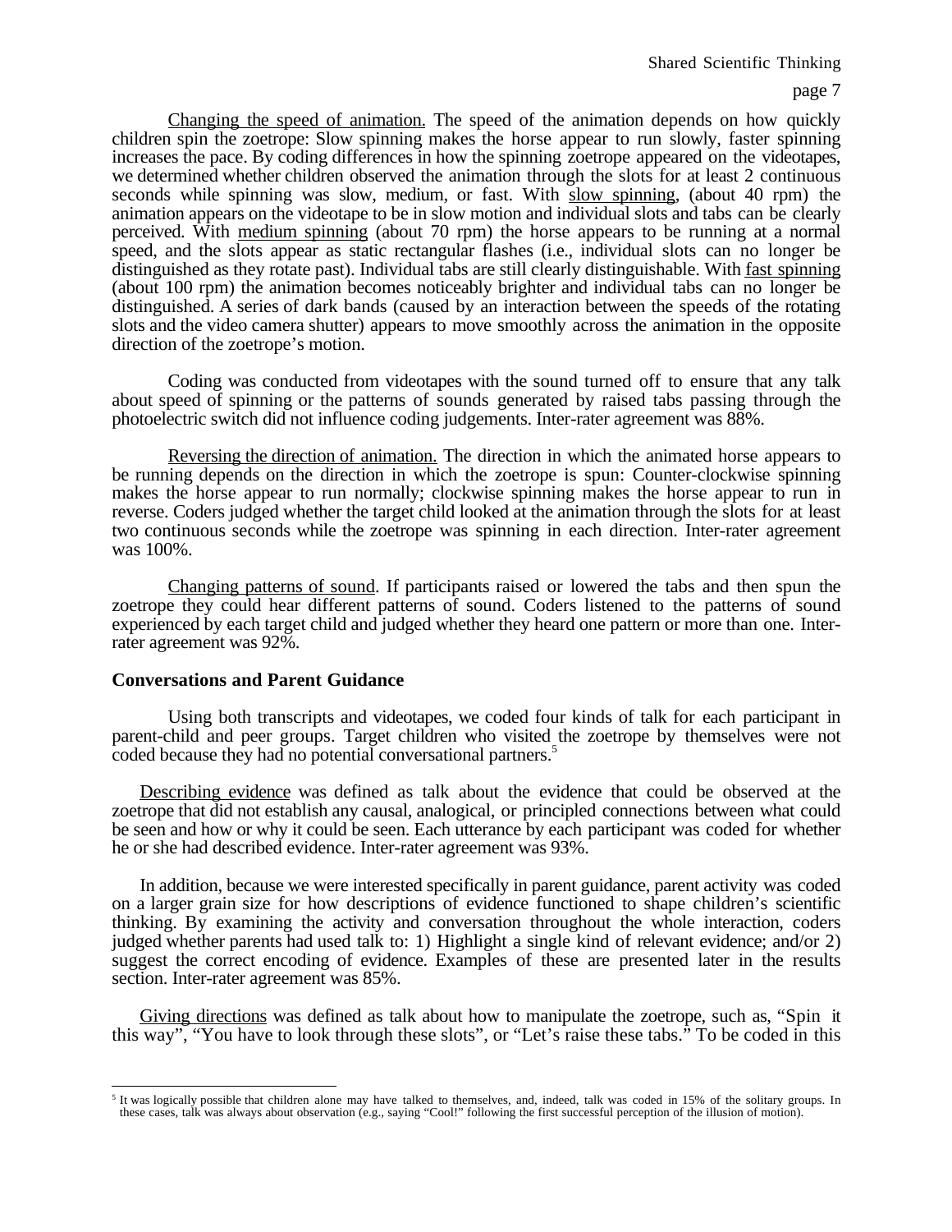Changing the speed of animation. The speed of the animation depends on how quickly children spin the zoetrope: Slow spinning makes the horse appear to run slowly, faster spinning increases the pace. By coding differences in how the spinning zoetrope appeared on the videotapes, we determined whether children observed the animation through the slots for at least 2 continuous seconds while spinning was slow, medium, or fast. With slow spinning, (about 40 rpm) the animation appears on the videotape to be in slow motion and individual slots and tabs can be clearly perceived. With medium spinning (about 70 rpm) the horse appears to be running at a normal speed, and the slots appear as static rectangular flashes (i.e., individual slots can no longer be distinguished as they rotate past). Individual tabs are still clearly distinguishable. With fast spinning (about 100 rpm) the animation becomes noticeably brighter and individual tabs can no longer be distinguished. A series of dark bands (caused by an interaction between the speeds of the rotating slots and the video camera shutter) appears to move smoothly across the animation in the opposite direction of the zoetrope's motion.

Coding was conducted from videotapes with the sound turned off to ensure that any talk about speed of spinning or the patterns of sounds generated by raised tabs passing through the photoelectric switch did not influence coding judgements. Inter-rater agreement was 88%.

Reversing the direction of animation. The direction in which the animated horse appears to be running depends on the direction in which the zoetrope is spun: Counter-clockwise spinning makes the horse appear to run normally; clockwise spinning makes the horse appear to run in reverse. Coders judged whether the target child looked at the animation through the slots for at least two continuous seconds while the zoetrope was spinning in each direction. Inter-rater agreement was 100%.

Changing patterns of sound. If participants raised or lowered the tabs and then spun the zoetrope they could hear different patterns of sound. Coders listened to the patterns of sound experienced by each target child and judged whether they heard one pattern or more than one. Inter-rater agreement was 92%.

## Conversations and Parent Guidance

Using both transcripts and videotapes, we coded four kinds of talk for each participant in parent-child and peer groups. Target children who visited the zoetrope by themselves were not coded because they had no potential conversational partners.[5]

Describing evidence was defined as talk about the evidence that could be observed at the zoetrope that did not establish any causal, analogical, or principled connections between what could be seen and how or why it could be seen. Each utterance by each participant was coded for whether he or she had described evidence. Inter-rater agreement was 93%.

In addition, because we were interested specifically in parent guidance, parent activity was coded on a larger grain size for how descriptions of evidence functioned to shape children's scientific thinking. By examining the activity and conversation throughout the whole interaction, coders judged whether parents had used talk to: 1) Highlight a single kind of relevant evidence; and/or 2) suggest the correct encoding of evidence. Examples of these are presented later in the results section. Inter-rater agreement was 85%.

Giving directions was defined as talk about how to manipulate the zoetrope, such as, "Spin it this way", "You have to look through these slots", or "Let's raise these tabs." To be coded in this

[5] It was logically possible that children alone may have talked to themselves, and, indeed, talk was coded in 15% of the solitary groups. In these cases, talk was always about observation (e.g., saying "Cool!" following the first successful perception of the illusion of motion).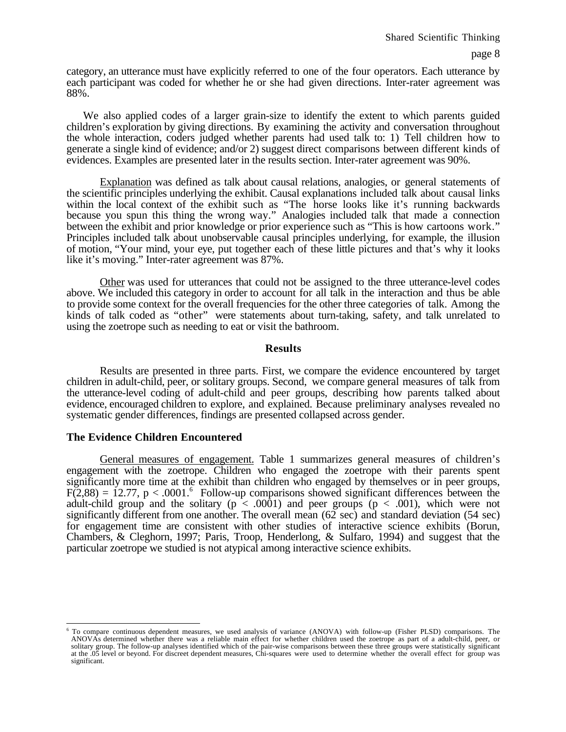category, an utterance must have explicitly referred to one of the four operators. Each utterance by each participant was coded for whether he or she had given directions. Inter-rater agreement was 88%.

We also applied codes of a larger grain-size to identify the extent to which parents guided children's exploration by giving directions. By examining the activity and conversation throughout the whole interaction, coders judged whether parents had used talk to: 1) Tell children how to generate a single kind of evidence; and/or 2) suggest direct comparisons between different kinds of evidences. Examples are presented later in the results section. Inter-rater agreement was 90%.

Explanation was defined as talk about causal relations, analogies, or general statements of the scientific principles underlying the exhibit. Causal explanations included talk about causal links within the local context of the exhibit such as "The horse looks like it's running backwards because you spun this thing the wrong way." Analogies included talk that made a connection between the exhibit and prior knowledge or prior experience such as "This is how cartoons work." Principles included talk about unobservable causal principles underlying, for example, the illusion of motion, "Your mind, your eye, put together each of these little pictures and that's why it looks like it's moving." Inter-rater agreement was 87%.

Other was used for utterances that could not be assigned to the three utterance-level codes above. We included this category in order to account for all talk in the interaction and thus be able to provide some context for the overall frequencies for the other three categories of talk. Among the kinds of talk coded as "other" were statements about turn-taking, safety, and talk unrelated to using the zoetrope such as needing to eat or visit the bathroom.

## Results

Results are presented in three parts. First, we compare the evidence encountered by target children in adult-child, peer, or solitary groups. Second, we compare general measures of talk from the utterance-level coding of adult-child and peer groups, describing how parents talked about evidence, encouraged children to explore, and explained. Because preliminary analyses revealed no systematic gender differences, findings are presented collapsed across gender.

### The Evidence Children Encountered

General measures of engagement. Table 1 summarizes general measures of children's engagement with the zoetrope. Children who engaged the zoetrope with their parents spent significantly more time at the exhibit than children who engaged by themselves or in peer groups, $F(2,88) = 12.77$, $p < .0001$.[6] Follow-up comparisons showed significant differences between the adult-child group and the solitary ($p < .0001$) and peer groups ($p < .001$), which were not significantly different from one another. The overall mean (62 sec) and standard deviation (54 sec) for engagement time are consistent with other studies of interactive science exhibits (Borun, Chambers, & Cleghorn, 1997; Paris, Troop, Henderlong, & Sulfaro, 1994) and suggest that the particular zoetrope we studied is not atypical among interactive science exhibits.

[6] To compare continuous dependent measures, we used analysis of variance (ANOVA) with follow-up (Fisher PLSD) comparisons. The ANOVAs determined whether there was a reliable main effect for whether children used the zoetrope as part of a adult-child, peer, or solitary group. The follow-up analyses identified which of the pair-wise comparisons between these three groups were statistically significant at the .05 level or beyond. For discreet dependent measures, Chi-squares were used to determine whether the overall effect for group was significant.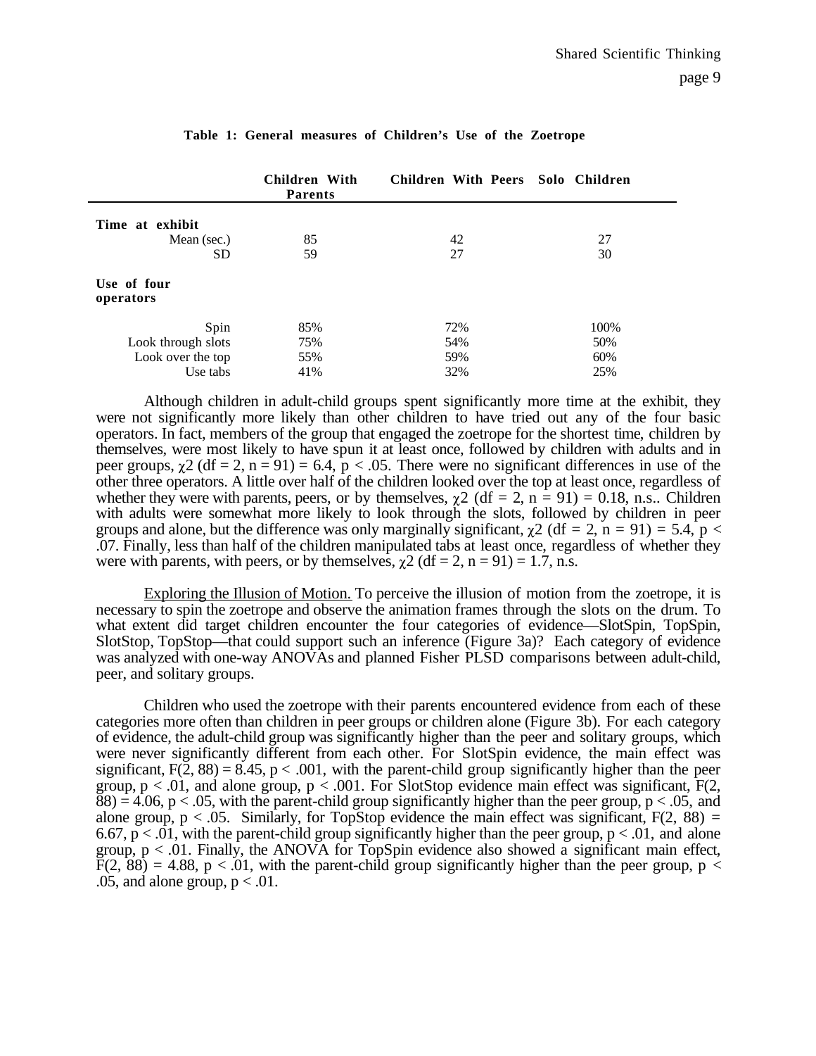**Table 1: General measures of Children's Use of the Zoetrope**

| | Children With Parents | Children With Peers | Solo Children |
|---|---|---|---|
| **Time at exhibit** | | | |
| Mean (sec.) | 85 | 42 | 27 |
| SD | 59 | 27 | 30 |
| **Use of four operators** | | | |
| Spin | 85% | 72% | 100% |
| Look through slots | 75% | 54% | 50% |
| Look over the top | 55% | 59% | 60% |
| Use tabs | 41% | 32% | 25% |

Although children in adult-child groups spent significantly more time at the exhibit, they were not significantly more likely than other children to have tried out any of the four basic operators. In fact, members of the group that engaged the zoetrope for the shortest time, children by themselves, were most likely to have spun it at least once, followed by children with adults and in peer groups, $\chi 2$ (df = 2, n = 91) = 6.4, $p < .05$. There were no significant differences in use of the other three operators. A little over half of the children looked over the top at least once, regardless of whether they were with parents, peers, or by themselves, $\chi 2$ (df = 2, n = 91) = 0.18, n.s.. Children with adults were somewhat more likely to look through the slots, followed by children in peer groups and alone, but the difference was only marginally significant, $\chi 2$ (df = 2, n = 91) = 5.4, $p < .07$. Finally, less than half of the children manipulated tabs at least once, regardless of whether they were with parents, with peers, or by themselves, $\chi 2$ (df = 2, n = 91) = 1.7, n.s.

Exploring the Illusion of Motion. To perceive the illusion of motion from the zoetrope, it is necessary to spin the zoetrope and observe the animation frames through the slots on the drum. To what extent did target children encounter the four categories of evidence—SlotSpin, TopSpin, SlotStop, TopStop—that could support such an inference (Figure 3a)? Each category of evidence was analyzed with one-way ANOVAs and planned Fisher PLSD comparisons between adult-child, peer, and solitary groups.

Children who used the zoetrope with their parents encountered evidence from each of these categories more often than children in peer groups or children alone (Figure 3b). For each category of evidence, the adult-child group was significantly higher than the peer and solitary groups, which were never significantly different from each other. For SlotSpin evidence, the main effect was significant, $F(2, 88) = 8.45$, $p < .001$, with the parent-child group significantly higher than the peer group, $p < .01$, and alone group, $p < .001$. For SlotStop evidence main effect was significant, $F(2, 88) = 4.06$, $p < .05$, with the parent-child group significantly higher than the peer group, $p < .05$, and alone group, $p < .05$. Similarly, for TopStop evidence the main effect was significant, $F(2, 88) = 6.67$, $p < .01$, with the parent-child group significantly higher than the peer group, $p < .01$, and alone group, $p < .01$. Finally, the ANOVA for TopSpin evidence also showed a significant main effect, $F(2, 88) = 4.88$, $p < .01$, with the parent-child group significantly higher than the peer group, $p < .05$, and alone group, $p < .01$.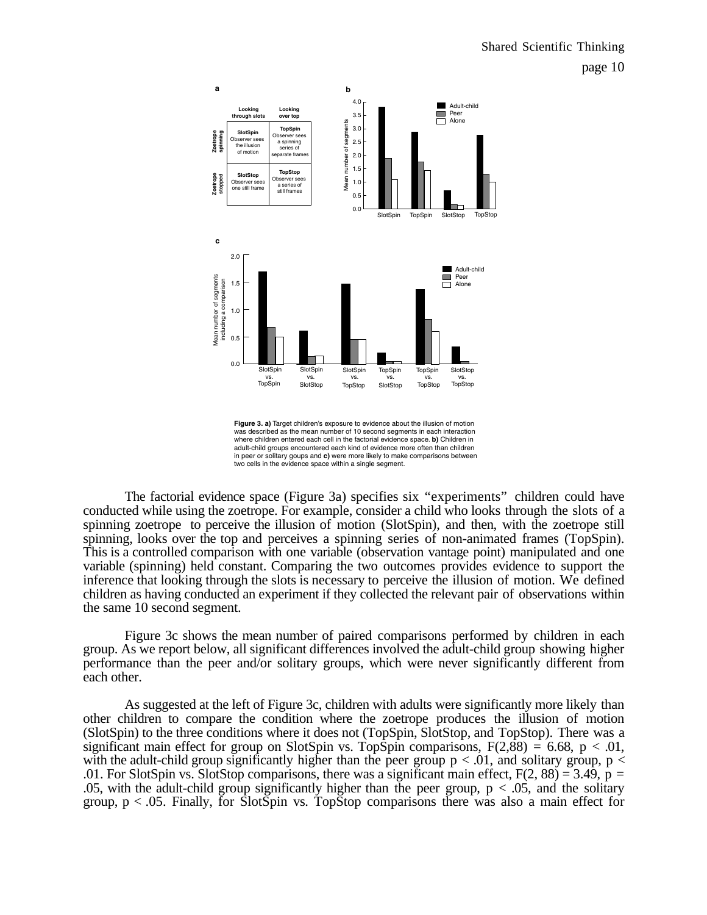**Figure 3. a)** Target children's exposure to evidence about the illusion of motion was described as the mean number of 10 second segments in each interaction where children entered each cell in the factorial evidence space. **b)** Children in adult-child groups encountered each kind of evidence more often than children in peer or solitary goups and **c)** were more likely to make comparisons between two cells in the evidence space within a single segment.

The factorial evidence space (Figure 3a) specifies six "experiments" children could have conducted while using the zoetrope. For example, consider a child who looks through the slots of a spinning zoetrope to perceive the illusion of motion (SlotSpin), and then, with the zoetrope still spinning, looks over the top and perceives a spinning series of non-animated frames (TopSpin). This is a controlled comparison with one variable (observation vantage point) manipulated and one variable (spinning) held constant. Comparing the two outcomes provides evidence to support the inference that looking through the slots is necessary to perceive the illusion of motion. We defined children as having conducted an experiment if they collected the relevant pair of observations within the same 10 second segment.

Figure 3c shows the mean number of paired comparisons performed by children in each group. As we report below, all significant differences involved the adult-child group showing higher performance than the peer and/or solitary groups, which were never significantly different from each other.

As suggested at the left of Figure 3c, children with adults were significantly more likely than other children to compare the condition where the zoetrope produces the illusion of motion (SlotSpin) to the three conditions where it does not (TopSpin, SlotStop, and TopStop). There was a significant main effect for group on SlotSpin vs. TopSpin comparisons, $F(2,88) = 6.68$, $p < .01$, with the adult-child group significantly higher than the peer group $p < .01$, and solitary group, $p < .01$. For SlotSpin vs. SlotStop comparisons, there was a significant main effect, $F(2, 88) = 3.49$, $p = .05$, with the adult-child group significantly higher than the peer group, $p < .05$, and the solitary group, $p < .05$. Finally, for SlotSpin vs. TopStop comparisons there was also a main effect for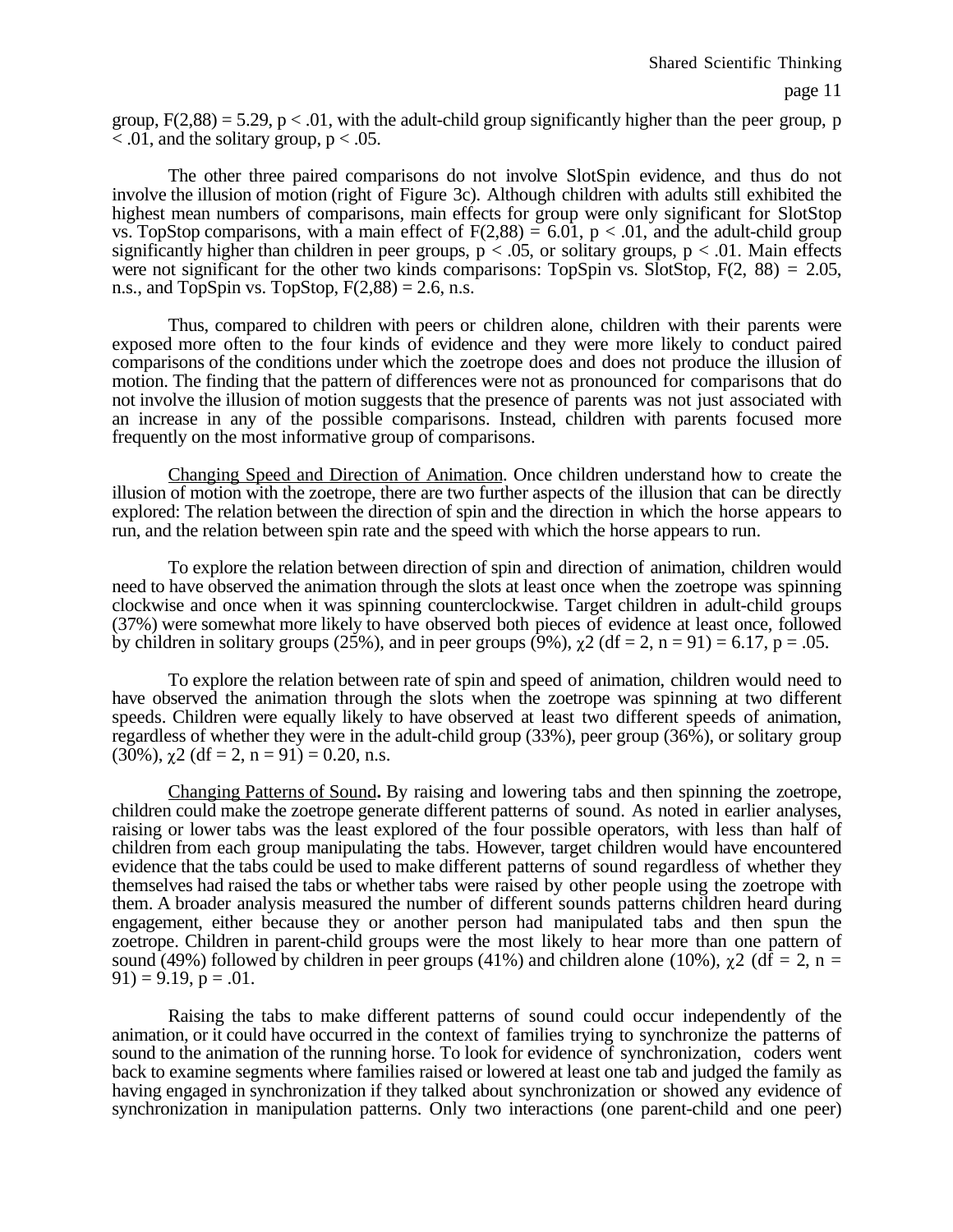group, $F(2,88) = 5.29$, $p < .01$, with the adult-child group significantly higher than the peer group, $p < .01$, and the solitary group, $p < .05$.

The other three paired comparisons do not involve SlotSpin evidence, and thus do not involve the illusion of motion (right of Figure 3c). Although children with adults still exhibited the highest mean numbers of comparisons, main effects for group were only significant for SlotStop vs. TopStop comparisons, with a main effect of $F(2,88) = 6.01$, $p < .01$, and the adult-child group significantly higher than children in peer groups, $p < .05$, or solitary groups, $p < .01$. Main effects were not significant for the other two kinds comparisons: TopSpin vs. SlotStop, $F(2, 88) = 2.05$, n.s., and TopSpin vs. TopStop, $F(2,88) = 2.6$, n.s.

Thus, compared to children with peers or children alone, children with their parents were exposed more often to the four kinds of evidence and they were more likely to conduct paired comparisons of the conditions under which the zoetrope does and does not produce the illusion of motion. The finding that the pattern of differences were not as pronounced for comparisons that do not involve the illusion of motion suggests that the presence of parents was not just associated with an increase in any of the possible comparisons. Instead, children with parents focused more frequently on the most informative group of comparisons.

<u>Changing Speed and Direction of Animation</u>. Once children understand how to create the illusion of motion with the zoetrope, there are two further aspects of the illusion that can be directly explored: The relation between the direction of spin and the direction in which the horse appears to run, and the relation between spin rate and the speed with which the horse appears to run.

To explore the relation between direction of spin and direction of animation, children would need to have observed the animation through the slots at least once when the zoetrope was spinning clockwise and once when it was spinning counterclockwise. Target children in adult-child groups (37%) were somewhat more likely to have observed both pieces of evidence at least once, followed by children in solitary groups (25%), and in peer groups (9%), $\chi2$ (df = 2, n = 91) = 6.17, $p = .05$.

To explore the relation between rate of spin and speed of animation, children would need to have observed the animation through the slots when the zoetrope was spinning at two different speeds. Children were equally likely to have observed at least two different speeds of animation, regardless of whether they were in the adult-child group (33%), peer group (36%), or solitary group (30%), $\chi2$ (df = 2, n = 91) = 0.20, n.s.

<u>Changing Patterns of Sound</u>**.** By raising and lowering tabs and then spinning the zoetrope, children could make the zoetrope generate different patterns of sound. As noted in earlier analyses, raising or lower tabs was the least explored of the four possible operators, with less than half of children from each group manipulating the tabs. However, target children would have encountered evidence that the tabs could be used to make different patterns of sound regardless of whether they themselves had raised the tabs or whether tabs were raised by other people using the zoetrope with them. A broader analysis measured the number of different sounds patterns children heard during engagement, either because they or another person had manipulated tabs and then spun the zoetrope. Children in parent-child groups were the most likely to hear more than one pattern of sound (49%) followed by children in peer groups (41%) and children alone (10%), $\chi2$ (df = 2, n = 91) = 9.19, $p = .01$.

Raising the tabs to make different patterns of sound could occur independently of the animation, or it could have occurred in the context of families trying to synchronize the patterns of sound to the animation of the running horse. To look for evidence of synchronization, coders went back to examine segments where families raised or lowered at least one tab and judged the family as having engaged in synchronization if they talked about synchronization or showed any evidence of synchronization in manipulation patterns. Only two interactions (one parent-child and one peer)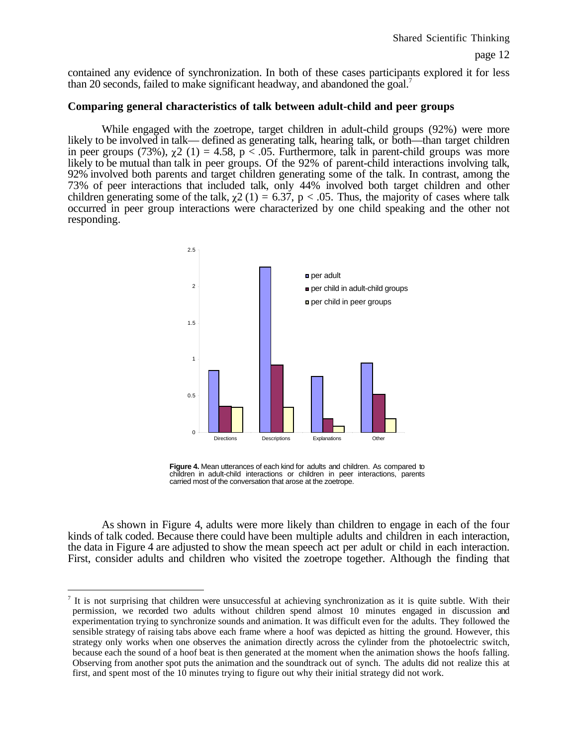contained any evidence of synchronization. In both of these cases participants explored it for less than 20 seconds, failed to make significant headway, and abandoned the goal.[7]

## Comparing general characteristics of talk between adult-child and peer groups

While engaged with the zoetrope, target children in adult-child groups (92%) were more likely to be involved in talk— defined as generating talk, hearing talk, or both—than target children in peer groups (73%), $\chi2$ (1) = 4.58, $p < .05$. Furthermore, talk in parent-child groups was more likely to be mutual than talk in peer groups. Of the 92% of parent-child interactions involving talk, 92% involved both parents and target children generating some of the talk. In contrast, among the 73% of peer interactions that included talk, only 44% involved both target children and other children generating some of the talk, $\chi2$ (1) = 6.37, $p < .05$. Thus, the majority of cases where talk occurred in peer group interactions were characterized by one child speaking and the other not responding.

**Figure 4.** Mean utterances of each kind for adults and children. As compared to children in adult-child interactions or children in peer interactions, parents carried most of the conversation that arose at the zoetrope.

As shown in Figure 4, adults were more likely than children to engage in each of the four kinds of talk coded. Because there could have been multiple adults and children in each interaction, the data in Figure 4 are adjusted to show the mean speech act per adult or child in each interaction. First, consider adults and children who visited the zoetrope together. Although the finding that

---

[7] It is not surprising that children were unsuccessful at achieving synchronization as it is quite subtle. With their permission, we recorded two adults without children spend almost 10 minutes engaged in discussion and experimentation trying to synchronize sounds and animation. It was difficult even for the adults. They followed the sensible strategy of raising tabs above each frame where a hoof was depicted as hitting the ground. However, this strategy only works when one observes the animation directly across the cylinder from the photoelectric switch, because each the sound of a hoof beat is then generated at the moment when the animation shows the hoofs falling. Observing from another spot puts the animation and the soundtrack out of synch. The adults did not realize this at first, and spent most of the 10 minutes trying to figure out why their initial strategy did not work.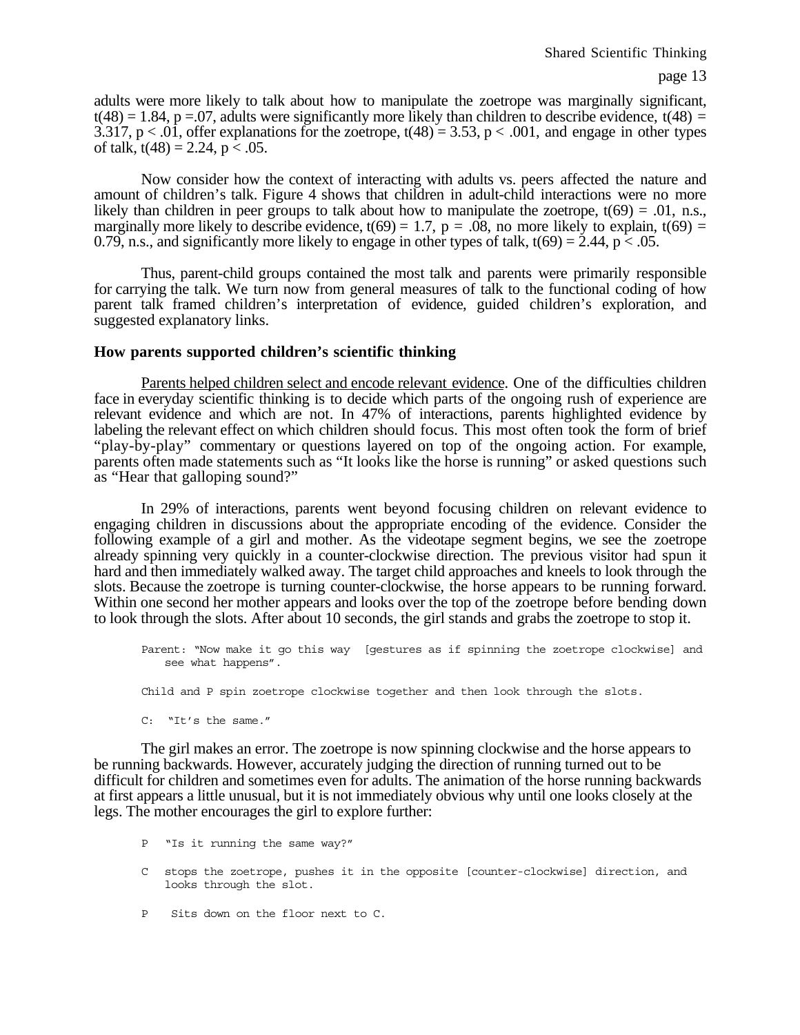adults were more likely to talk about how to manipulate the zoetrope was marginally significant, $t(48) = 1.84$, $p = .07$, adults were significantly more likely than children to describe evidence, $t(48) = 3.317$, $p < .01$, offer explanations for the zoetrope, $t(48) = 3.53$, $p < .001$, and engage in other types of talk, $t(48) = 2.24$, $p < .05$.

Now consider how the context of interacting with adults vs. peers affected the nature and amount of children's talk. Figure 4 shows that children in adult-child interactions were no more likely than children in peer groups to talk about how to manipulate the zoetrope, $t(69) = .01$, n.s., marginally more likely to describe evidence, $t(69) = 1.7$, $p = .08$, no more likely to explain, $t(69) = 0.79$, n.s., and significantly more likely to engage in other types of talk, $t(69) = 2.44$, $p < .05$.

Thus, parent-child groups contained the most talk and parents were primarily responsible for carrying the talk. We turn now from general measures of talk to the functional coding of how parent talk framed children's interpretation of evidence, guided children's exploration, and suggested explanatory links.

### How parents supported children's scientific thinking

Parents helped children select and encode relevant evidence. One of the difficulties children face in everyday scientific thinking is to decide which parts of the ongoing rush of experience are relevant evidence and which are not. In 47% of interactions, parents highlighted evidence by labeling the relevant effect on which children should focus. This most often took the form of brief "play-by-play" commentary or questions layered on top of the ongoing action. For example, parents often made statements such as "It looks like the horse is running" or asked questions such as "Hear that galloping sound?"

In 29% of interactions, parents went beyond focusing children on relevant evidence to engaging children in discussions about the appropriate encoding of the evidence. Consider the following example of a girl and mother. As the videotape segment begins, we see the zoetrope already spinning very quickly in a counter-clockwise direction. The previous visitor had spun it hard and then immediately walked away. The target child approaches and kneels to look through the slots. Because the zoetrope is turning counter-clockwise, the horse appears to be running forward. Within one second her mother appears and looks over the top of the zoetrope before bending down to look through the slots. After about 10 seconds, the girl stands and grabs the zoetrope to stop it.

Parent: "Now make it go this way [gestures as if spinning the zoetrope clockwise] and see what happens".

Child and P spin zoetrope clockwise together and then look through the slots.

C: "It's the same."

The girl makes an error. The zoetrope is now spinning clockwise and the horse appears to be running backwards. However, accurately judging the direction of running turned out to be difficult for children and sometimes even for adults. The animation of the horse running backwards at first appears a little unusual, but it is not immediately obvious why until one looks closely at the legs. The mother encourages the girl to explore further:

P "Is it running the same way?"

C stops the zoetrope, pushes it in the opposite [counter-clockwise] direction, and looks through the slot.

P Sits down on the floor next to C.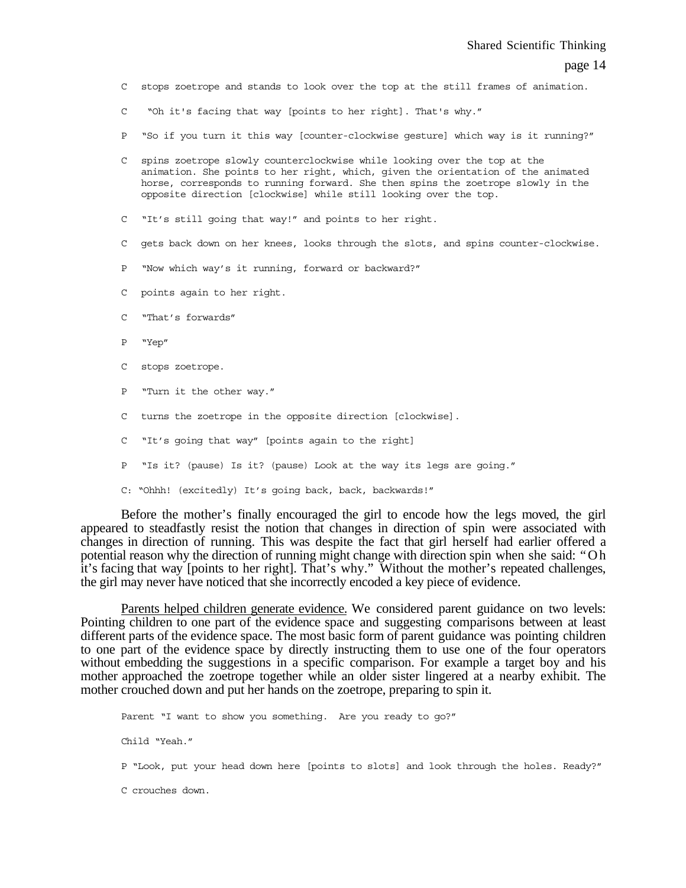C stops zoetrope and stands to look over the top at the still frames of animation.

C "Oh it's facing that way [points to her right]. That's why."

P "So if you turn it this way [counter-clockwise gesture] which way is it running?"

C spins zoetrope slowly counterclockwise while looking over the top at the animation. She points to her right, which, given the orientation of the animated horse, corresponds to running forward. She then spins the zoetrope slowly in the opposite direction [clockwise] while still looking over the top.

C "It's still going that way!" and points to her right.

C gets back down on her knees, looks through the slots, and spins counter-clockwise.

P "Now which way's it running, forward or backward?"

C points again to her right.

C "That's forwards"

P "Yep"

C stops zoetrope.

P "Turn it the other way."

C turns the zoetrope in the opposite direction [clockwise].

C "It's going that way" [points again to the right]

P "Is it? (pause) Is it? (pause) Look at the way its legs are going."

C: "Ohhh! (excitedly) It's going back, back, backwards!"

Before the mother's finally encouraged the girl to encode how the legs moved, the girl appeared to steadfastly resist the notion that changes in direction of spin were associated with changes in direction of running. This was despite the fact that girl herself had earlier offered a potential reason why the direction of running might change with direction spin when she said: "Oh it's facing that way [points to her right]. That's why." Without the mother's repeated challenges, the girl may never have noticed that she incorrectly encoded a key piece of evidence.

<u>Parents helped children generate evidence.</u> We considered parent guidance on two levels: Pointing children to one part of the evidence space and suggesting comparisons between at least different parts of the evidence space. The most basic form of parent guidance was pointing children to one part of the evidence space by directly instructing them to use one of the four operators without embedding the suggestions in a specific comparison. For example a target boy and his mother approached the zoetrope together while an older sister lingered at a nearby exhibit. The mother crouched down and put her hands on the zoetrope, preparing to spin it.

Parent "I want to show you something. Are you ready to go?"

Child "Yeah."

P "Look, put your head down here [points to slots] and look through the holes. Ready?"

C crouches down.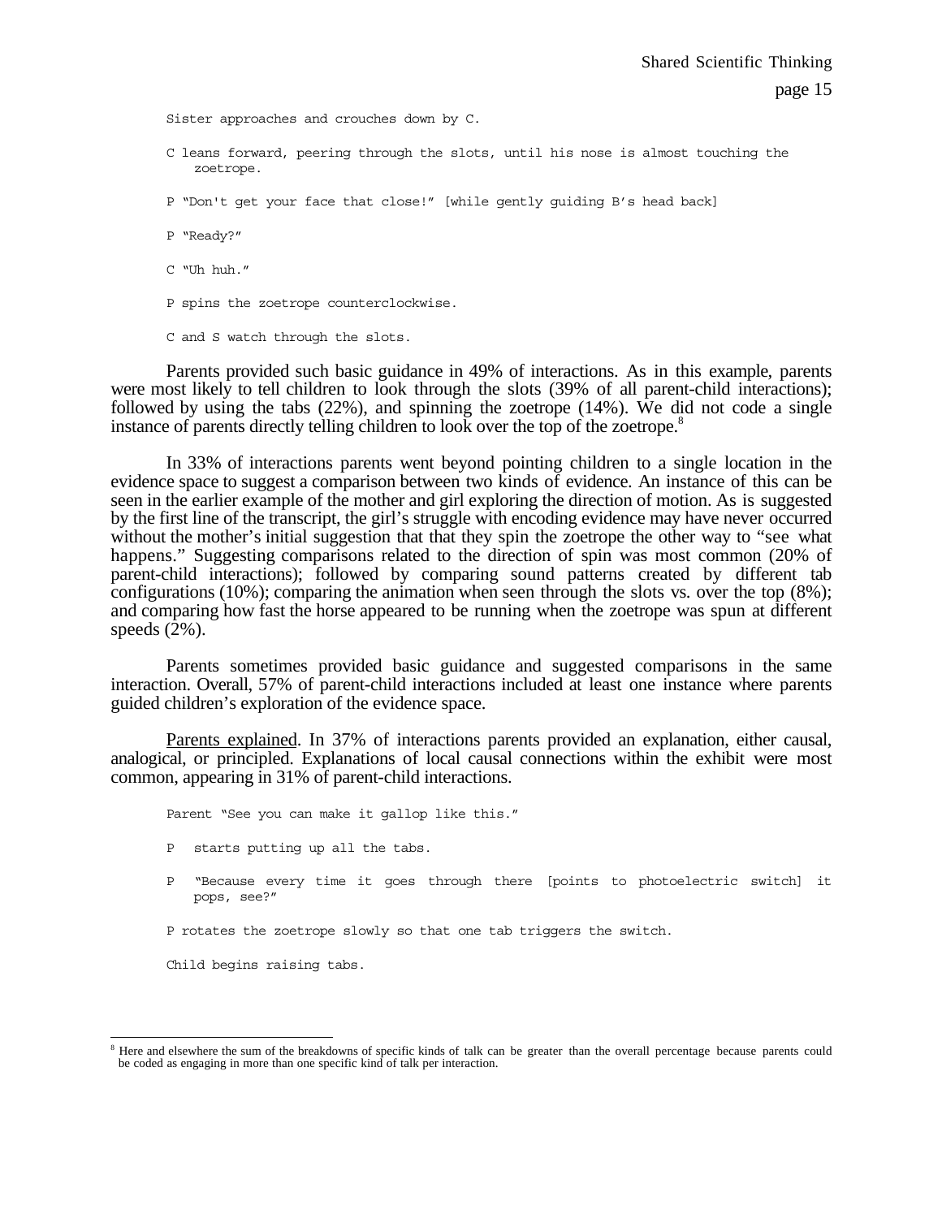Sister approaches and crouches down by C.

C leans forward, peering through the slots, until his nose is almost touching the zoetrope.

P "Don't get your face that close!" [while gently guiding B's head back]

P "Ready?"

C "Uh huh."

P spins the zoetrope counterclockwise.

C and S watch through the slots.

Parents provided such basic guidance in 49% of interactions. As in this example, parents were most likely to tell children to look through the slots (39% of all parent-child interactions); followed by using the tabs (22%), and spinning the zoetrope (14%). We did not code a single instance of parents directly telling children to look over the top of the zoetrope.[8]

In 33% of interactions parents went beyond pointing children to a single location in the evidence space to suggest a comparison between two kinds of evidence. An instance of this can be seen in the earlier example of the mother and girl exploring the direction of motion. As is suggested by the first line of the transcript, the girl's struggle with encoding evidence may have never occurred without the mother's initial suggestion that that they spin the zoetrope the other way to "see what happens." Suggesting comparisons related to the direction of spin was most common (20% of parent-child interactions); followed by comparing sound patterns created by different tab configurations (10%); comparing the animation when seen through the slots vs. over the top (8%); and comparing how fast the horse appeared to be running when the zoetrope was spun at different speeds (2%).

Parents sometimes provided basic guidance and suggested comparisons in the same interaction. Overall, 57% of parent-child interactions included at least one instance where parents guided children's exploration of the evidence space.

Parents explained. In 37% of interactions parents provided an explanation, either causal, analogical, or principled. Explanations of local causal connections within the exhibit were most common, appearing in 31% of parent-child interactions.

Parent "See you can make it gallop like this."

P starts putting up all the tabs.

P "Because every time it goes through there [points to photoelectric switch] it pops, see?"

P rotates the zoetrope slowly so that one tab triggers the switch.

Child begins raising tabs.

[8] Here and elsewhere the sum of the breakdowns of specific kinds of talk can be greater than the overall percentage because parents could be coded as engaging in more than one specific kind of talk per interaction.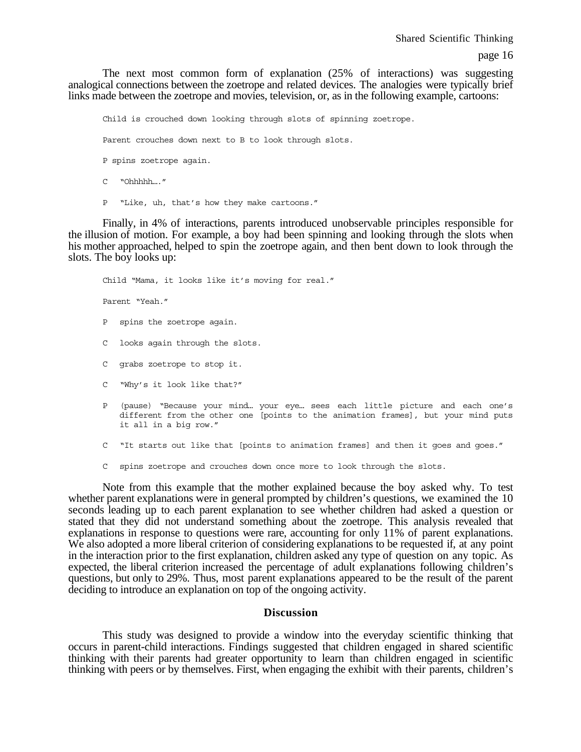The next most common form of explanation (25% of interactions) was suggesting analogical connections between the zoetrope and related devices. The analogies were typically brief links made between the zoetrope and movies, television, or, as in the following example, cartoons:

```
Child is crouched down looking through slots of spinning zoetrope.

Parent crouches down next to B to look through slots.

P spins zoetrope again.

C   "Ohhhhh…."

P   "Like, uh, that's how they make cartoons."
```

Finally, in 4% of interactions, parents introduced unobservable principles responsible for the illusion of motion. For example, a boy had been spinning and looking through the slots when his mother approached, helped to spin the zoetrope again, and then bent down to look through the slots. The boy looks up:

```
Child "Mama, it looks like it's moving for real."

Parent "Yeah."

P   spins the zoetrope again.

C   looks again through the slots.

C   grabs zoetrope to stop it.

C   "Why's it look like that?"

P   (pause) "Because your mind… your eye… sees each little picture and each one's
    different from the other one [points to the animation frames], but your mind puts
    it all in a big row."

C   "It starts out like that [points to animation frames] and then it goes and goes."

C   spins zoetrope and crouches down once more to look through the slots.
```

Note from this example that the mother explained because the boy asked why. To test whether parent explanations were in general prompted by children's questions, we examined the 10 seconds leading up to each parent explanation to see whether children had asked a question or stated that they did not understand something about the zoetrope. This analysis revealed that explanations in response to questions were rare, accounting for only 11% of parent explanations. We also adopted a more liberal criterion of considering explanations to be requested if, at any point in the interaction prior to the first explanation, children asked any type of question on any topic. As expected, the liberal criterion increased the percentage of adult explanations following children's questions, but only to 29%. Thus, most parent explanations appeared to be the result of the parent deciding to introduce an explanation on top of the ongoing activity.

## Discussion

This study was designed to provide a window into the everyday scientific thinking that occurs in parent-child interactions. Findings suggested that children engaged in shared scientific thinking with their parents had greater opportunity to learn than children engaged in scientific thinking with peers or by themselves. First, when engaging the exhibit with their parents, children's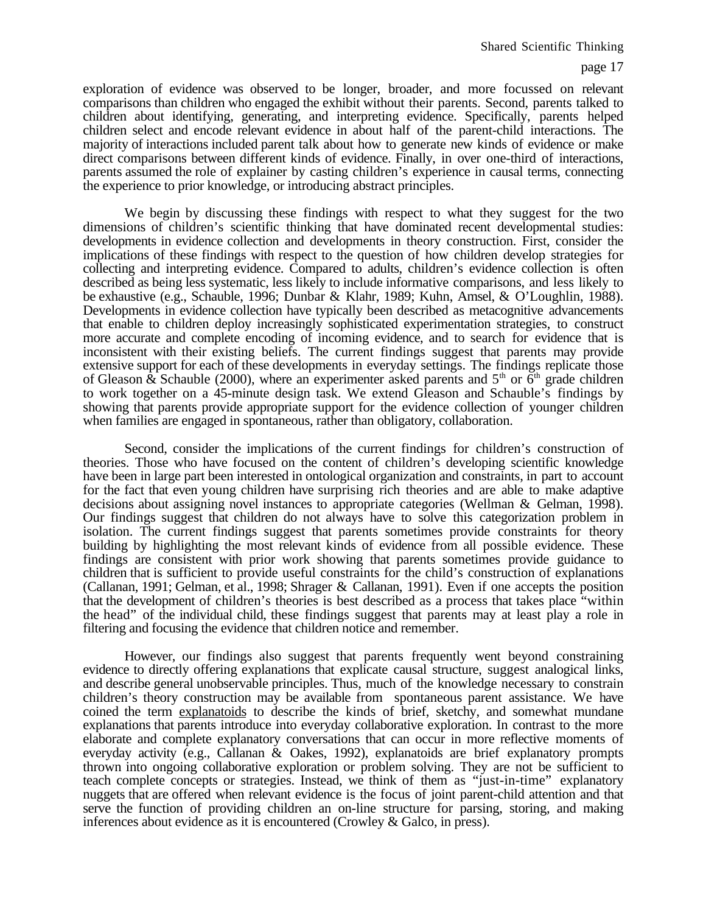exploration of evidence was observed to be longer, broader, and more focussed on relevant comparisons than children who engaged the exhibit without their parents. Second, parents talked to children about identifying, generating, and interpreting evidence. Specifically, parents helped children select and encode relevant evidence in about half of the parent-child interactions. The majority of interactions included parent talk about how to generate new kinds of evidence or make direct comparisons between different kinds of evidence. Finally, in over one-third of interactions, parents assumed the role of explainer by casting children's experience in causal terms, connecting the experience to prior knowledge, or introducing abstract principles.

We begin by discussing these findings with respect to what they suggest for the two dimensions of children's scientific thinking that have dominated recent developmental studies: developments in evidence collection and developments in theory construction. First, consider the implications of these findings with respect to the question of how children develop strategies for collecting and interpreting evidence. Compared to adults, children's evidence collection is often described as being less systematic, less likely to include informative comparisons, and less likely to be exhaustive (e.g., Schauble, 1996; Dunbar & Klahr, 1989; Kuhn, Amsel, & O'Loughlin, 1988). Developments in evidence collection have typically been described as metacognitive advancements that enable to children deploy increasingly sophisticated experimentation strategies, to construct more accurate and complete encoding of incoming evidence, and to search for evidence that is inconsistent with their existing beliefs. The current findings suggest that parents may provide extensive support for each of these developments in everyday settings. The findings replicate those of Gleason & Schauble (2000), where an experimenter asked parents and 5th or 6th grade children to work together on a 45-minute design task. We extend Gleason and Schauble's findings by showing that parents provide appropriate support for the evidence collection of younger children when families are engaged in spontaneous, rather than obligatory, collaboration.

Second, consider the implications of the current findings for children's construction of theories. Those who have focused on the content of children's developing scientific knowledge have been in large part been interested in ontological organization and constraints, in part to account for the fact that even young children have surprising rich theories and are able to make adaptive decisions about assigning novel instances to appropriate categories (Wellman & Gelman, 1998). Our findings suggest that children do not always have to solve this categorization problem in isolation. The current findings suggest that parents sometimes provide constraints for theory building by highlighting the most relevant kinds of evidence from all possible evidence. These findings are consistent with prior work showing that parents sometimes provide guidance to children that is sufficient to provide useful constraints for the child's construction of explanations (Callanan, 1991; Gelman, et al., 1998; Shrager & Callanan, 1991). Even if one accepts the position that the development of children's theories is best described as a process that takes place "within the head" of the individual child, these findings suggest that parents may at least play a role in filtering and focusing the evidence that children notice and remember.

However, our findings also suggest that parents frequently went beyond constraining evidence to directly offering explanations that explicate causal structure, suggest analogical links, and describe general unobservable principles. Thus, much of the knowledge necessary to constrain children's theory construction may be available from spontaneous parent assistance. We have coined the term <u>explanatoids</u> to describe the kinds of brief, sketchy, and somewhat mundane explanations that parents introduce into everyday collaborative exploration. In contrast to the more elaborate and complete explanatory conversations that can occur in more reflective moments of everyday activity (e.g., Callanan & Oakes, 1992), explanatoids are brief explanatory prompts thrown into ongoing collaborative exploration or problem solving. They are not be sufficient to teach complete concepts or strategies. Instead, we think of them as "just-in-time" explanatory nuggets that are offered when relevant evidence is the focus of joint parent-child attention and that serve the function of providing children an on-line structure for parsing, storing, and making inferences about evidence as it is encountered (Crowley & Galco, in press).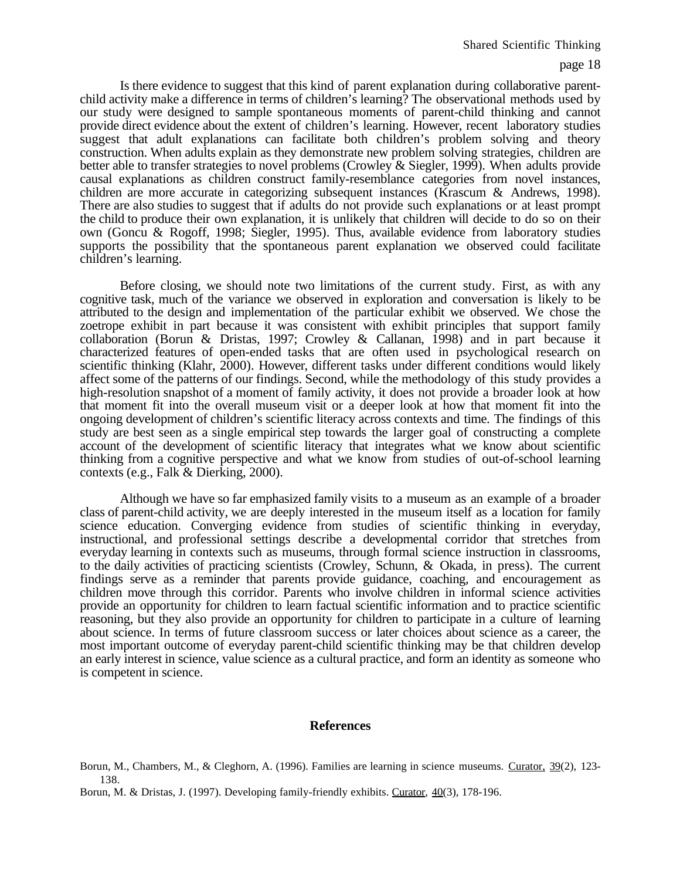Is there evidence to suggest that this kind of parent explanation during collaborative parent-child activity make a difference in terms of children's learning? The observational methods used by our study were designed to sample spontaneous moments of parent-child thinking and cannot provide direct evidence about the extent of children's learning. However, recent laboratory studies suggest that adult explanations can facilitate both children's problem solving and theory construction. When adults explain as they demonstrate new problem solving strategies, children are better able to transfer strategies to novel problems (Crowley & Siegler, 1999). When adults provide causal explanations as children construct family-resemblance categories from novel instances, children are more accurate in categorizing subsequent instances (Krascum & Andrews, 1998). There are also studies to suggest that if adults do not provide such explanations or at least prompt the child to produce their own explanation, it is unlikely that children will decide to do so on their own (Goncu & Rogoff, 1998; Siegler, 1995). Thus, available evidence from laboratory studies supports the possibility that the spontaneous parent explanation we observed could facilitate children's learning.

Before closing, we should note two limitations of the current study. First, as with any cognitive task, much of the variance we observed in exploration and conversation is likely to be attributed to the design and implementation of the particular exhibit we observed. We chose the zoetrope exhibit in part because it was consistent with exhibit principles that support family collaboration (Borun & Dristas, 1997; Crowley & Callanan, 1998) and in part because it characterized features of open-ended tasks that are often used in psychological research on scientific thinking (Klahr, 2000). However, different tasks under different conditions would likely affect some of the patterns of our findings. Second, while the methodology of this study provides a high-resolution snapshot of a moment of family activity, it does not provide a broader look at how that moment fit into the overall museum visit or a deeper look at how that moment fit into the ongoing development of children's scientific literacy across contexts and time. The findings of this study are best seen as a single empirical step towards the larger goal of constructing a complete account of the development of scientific literacy that integrates what we know about scientific thinking from a cognitive perspective and what we know from studies of out-of-school learning contexts (e.g., Falk & Dierking, 2000).

Although we have so far emphasized family visits to a museum as an example of a broader class of parent-child activity, we are deeply interested in the museum itself as a location for family science education. Converging evidence from studies of scientific thinking in everyday, instructional, and professional settings describe a developmental corridor that stretches from everyday learning in contexts such as museums, through formal science instruction in classrooms, to the daily activities of practicing scientists (Crowley, Schunn, & Okada, in press). The current findings serve as a reminder that parents provide guidance, coaching, and encouragement as children move through this corridor. Parents who involve children in informal science activities provide an opportunity for children to learn factual scientific information and to practice scientific reasoning, but they also provide an opportunity for children to participate in a culture of learning about science. In terms of future classroom success or later choices about science as a career, the most important outcome of everyday parent-child scientific thinking may be that children develop an early interest in science, value science as a cultural practice, and form an identity as someone who is competent in science.

## References

Borun, M., Chambers, M., & Cleghorn, A. (1996). Families are learning in science museums. Curator, 39(2), 123-138.

Borun, M. & Dristas, J. (1997). Developing family-friendly exhibits. Curator, 40(3), 178-196.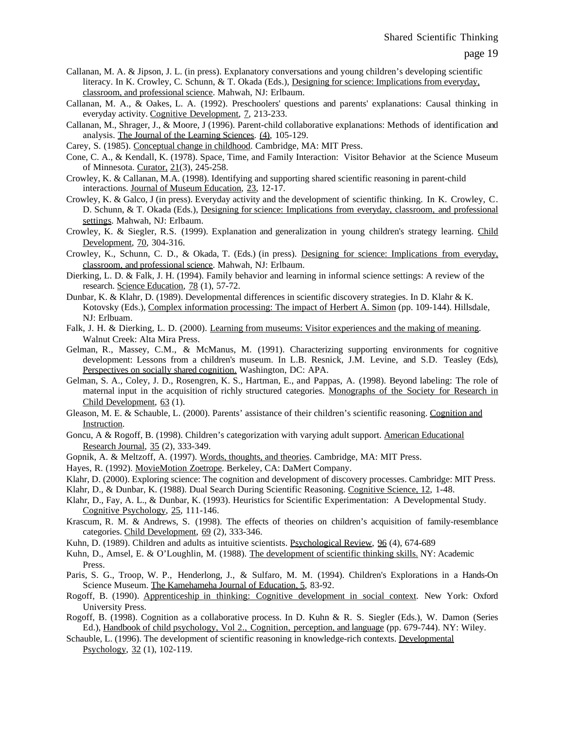Callanan, M. A. & Jipson, J. L. (in press). Explanatory conversations and young children's developing scientific literacy. In K. Crowley, C. Schunn, & T. Okada (Eds.), Designing for science: Implications from everyday, classroom, and professional science. Mahwah, NJ: Erlbaum.

Callanan, M. A., & Oakes, L. A. (1992). Preschoolers' questions and parents' explanations: Causal thinking in everyday activity. Cognitive Development, 7, 213-233.

Callanan, M., Shrager, J., & Moore, J (1996). Parent-child collaborative explanations: Methods of identification and analysis. The Journal of the Learning Sciences. (4), 105-129.

Carey, S. (1985). Conceptual change in childhood. Cambridge, MA: MIT Press.

Cone, C. A., & Kendall, K. (1978). Space, Time, and Family Interaction: Visitor Behavior at the Science Museum of Minnesota. Curator, 21(3), 245-258.

Crowley, K. & Callanan, M.A. (1998). Identifying and supporting shared scientific reasoning in parent-child interactions. Journal of Museum Education, 23, 12-17.

Crowley, K. & Galco, J (in press). Everyday activity and the development of scientific thinking. In K. Crowley, C. D. Schunn, & T. Okada (Eds.), Designing for science: Implications from everyday, classroom, and professional settings. Mahwah, NJ: Erlbaum.

Crowley, K. & Siegler, R.S. (1999). Explanation and generalization in young children's strategy learning. Child Development, 70, 304-316.

Crowley, K., Schunn, C. D., & Okada, T. (Eds.) (in press). Designing for science: Implications from everyday, classroom, and professional science. Mahwah, NJ: Erlbaum.

Dierking, L. D. & Falk, J. H. (1994). Family behavior and learning in informal science settings: A review of the research. Science Education, 78 (1), 57-72.

Dunbar, K. & Klahr, D. (1989). Developmental differences in scientific discovery strategies. In D. Klahr & K. Kotovsky (Eds.), Complex information processing: The impact of Herbert A. Simon (pp. 109-144). Hillsdale, NJ: Erlbuam.

Falk, J. H. & Dierking, L. D. (2000). Learning from museums: Visitor experiences and the making of meaning. Walnut Creek: Alta Mira Press.

Gelman, R., Massey, C.M., & McManus, M. (1991). Characterizing supporting environments for cognitive development: Lessons from a children's museum. In L.B. Resnick, J.M. Levine, and S.D. Teasley (Eds), Perspectives on socially shared cognition. Washington, DC: APA.

Gelman, S. A., Coley, J. D., Rosengren, K. S., Hartman, E., and Pappas, A. (1998). Beyond labeling: The role of maternal input in the acquisition of richly structured categories. Monographs of the Society for Research in Child Development, 63 (1).

Gleason, M. E. & Schauble, L. (2000). Parents' assistance of their children's scientific reasoning. Cognition and Instruction.

Goncu, A & Rogoff, B. (1998). Children's categorization with varying adult support. American Educational Research Journal, 35 (2), 333-349.

Gopnik, A. & Meltzoff, A. (1997). Words, thoughts, and theories. Cambridge, MA: MIT Press.

Hayes, R. (1992). MovieMotion Zoetrope. Berkeley, CA: DaMert Company.

Klahr, D. (2000). Exploring science: The cognition and development of discovery processes. Cambridge: MIT Press.

Klahr, D., & Dunbar, K. (1988). Dual Search During Scientific Reasoning. Cognitive Science, 12, 1-48.

Klahr, D., Fay, A. L., & Dunbar, K. (1993). Heuristics for Scientific Experimentation: A Developmental Study. Cognitive Psychology, 25, 111-146.

Krascum, R. M. & Andrews, S. (1998). The effects of theories on children's acquisition of family-resemblance categories. Child Development, 69 (2), 333-346.

Kuhn, D. (1989). Children and adults as intuitive scientists. Psychological Review, 96 (4), 674-689

Kuhn, D., Amsel, E. & O'Loughlin, M. (1988). The development of scientific thinking skills. NY: Academic Press.

Paris, S. G., Troop, W. P., Henderlong, J., & Sulfaro, M. M. (1994). Children's Explorations in a Hands-On Science Museum. The Kamehameha Journal of Education, 5, 83-92.

Rogoff, B. (1990). Apprenticeship in thinking: Cognitive development in social context. New York: Oxford University Press.

Rogoff, B. (1998). Cognition as a collaborative process. In D. Kuhn & R. S. Siegler (Eds.), W. Damon (Series Ed.), Handbook of child psychology, Vol 2., Cognition, perception, and language (pp. 679-744). NY: Wiley.

Schauble, L. (1996). The development of scientific reasoning in knowledge-rich contexts. Developmental Psychology, 32 (1), 102-119.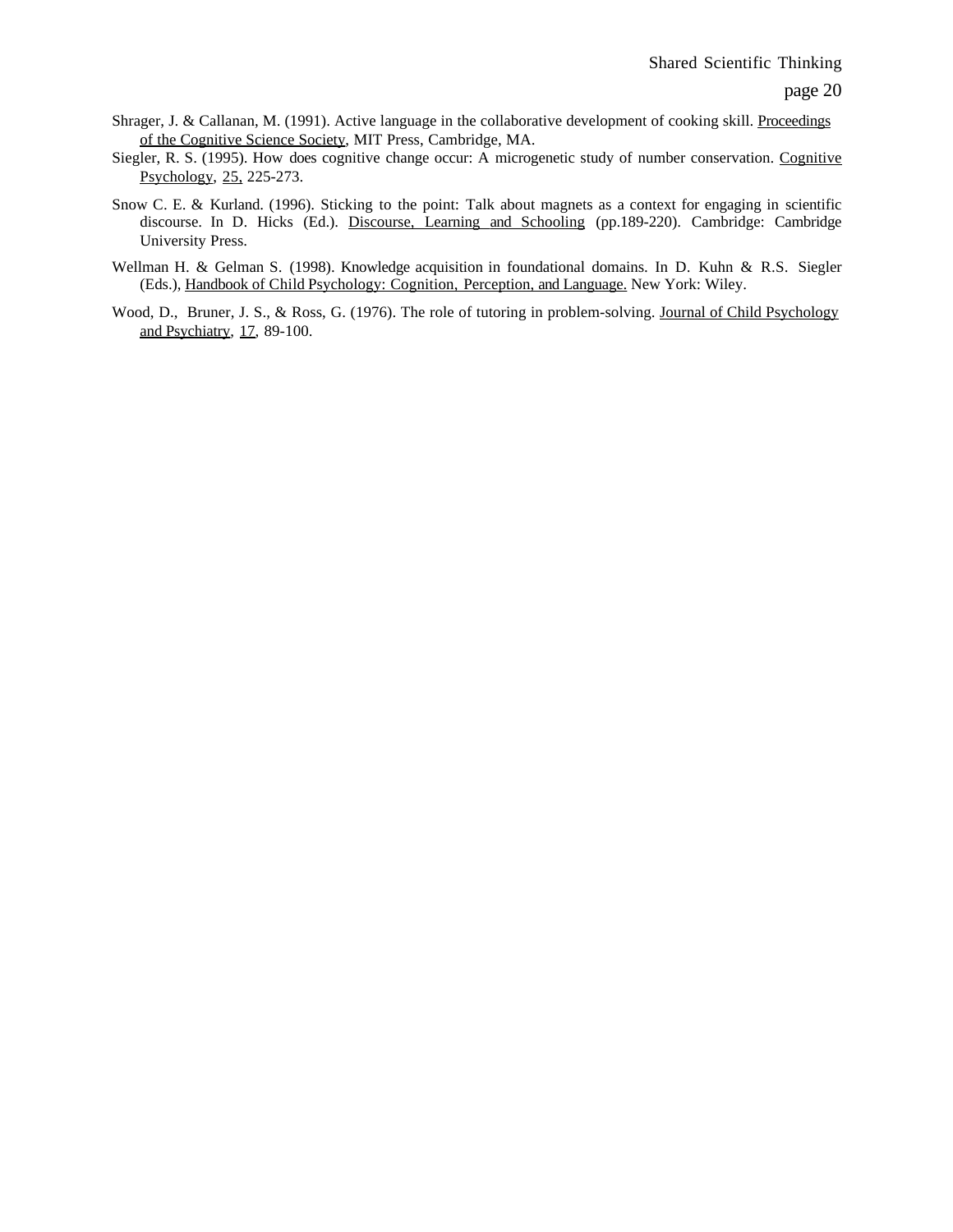Shrager, J. & Callanan, M. (1991). Active language in the collaborative development of cooking skill. Proceedings of the Cognitive Science Society, MIT Press, Cambridge, MA.

Siegler, R. S. (1995). How does cognitive change occur: A microgenetic study of number conservation. Cognitive Psychology, 25, 225-273.

Snow C. E. & Kurland. (1996). Sticking to the point: Talk about magnets as a context for engaging in scientific discourse. In D. Hicks (Ed.). Discourse, Learning and Schooling (pp.189-220). Cambridge: Cambridge University Press.

Wellman H. & Gelman S. (1998). Knowledge acquisition in foundational domains. In D. Kuhn & R.S. Siegler (Eds.), Handbook of Child Psychology: Cognition, Perception, and Language. New York: Wiley.

Wood, D., Bruner, J. S., & Ross, G. (1976). The role of tutoring in problem-solving. Journal of Child Psychology and Psychiatry, 17, 89-100.